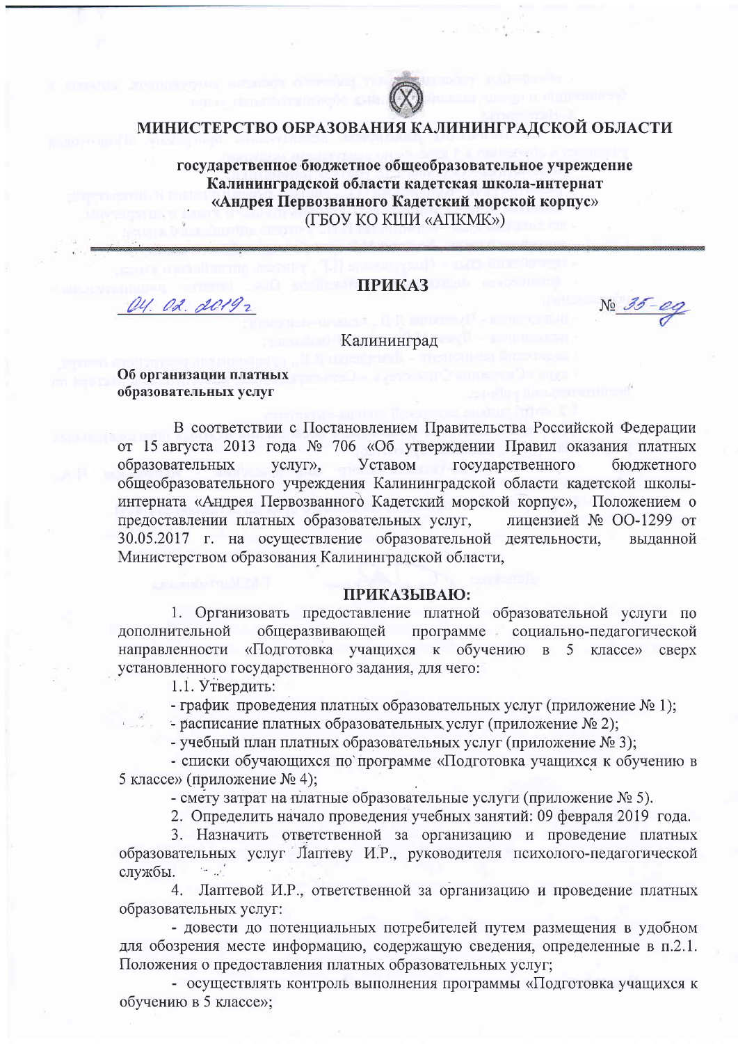# МИНИСТЕРСТВО ОБРАЗОВАНИЯ КАЛИНИНГРАДСКОЙ ОБЛАСТИ

**государственное бюджетное общеобразовательное учреждение Калининградской области кадетская школа-интернат «Андрея Первозванного Кадетский морской корпус»**
(ГБОУ КО КШИ «АПКМК»)

## ПРИКАЗ

04. 02. 2019 г. № 35-од

Калининград

**Об организации платных образовательных услуг**

В соответствии с Постановлением Правительства Российской Федерации от 15 августа 2013 года № 706 «Об утверждении Правил оказания платных образовательных услуг», Уставом государственного бюджетного общеобразовательного учреждения Калининградской области кадетской школы-интерната «Андрея Первозванного Кадетский морской корпус», Положением о предоставлении платных образовательных услуг, лицензией № ОО-1299 от 30.05.2017 г. на осуществление образовательной деятельности, выданной Министерством образования Калининградской области,

## ПРИКАЗЫВАЮ:

1. Организовать предоставление платной образовательной услуги по дополнительной общеразвивающей программе социально-педагогической направленности «Подготовка учащихся к обучению в 5 классе» сверх установленного государственного задания, для чего:

1.1. Утвердить:

- график проведения платных образовательных услуг (приложение № 1);
- расписание платных образовательных услуг (приложение № 2);
- учебный план платных образовательных услуг (приложение № 3);
- списки обучающихся по программе «Подготовка учащихся к обучению в 5 классе» (приложение № 4);
- смету затрат на платные образовательные услуги (приложение № 5).

2. Определить начало проведения учебных занятий: 09 февраля 2019 года.

3. Назначить ответственной за организацию и проведение платных образовательных услуг Лаптеву И.Р., руководителя психолого-педагогической службы.

4. Лаптевой И.Р., ответственной за организацию и проведение платных образовательных услуг:

- довести до потенциальных потребителей путем размещения в удобном для обозрения месте информацию, содержащую сведения, определенные в п.2.1. Положения о предоставления платных образовательных услуг;
- осуществлять контроль выполнения программы «Подготовка учащихся к обучению в 5 классе»;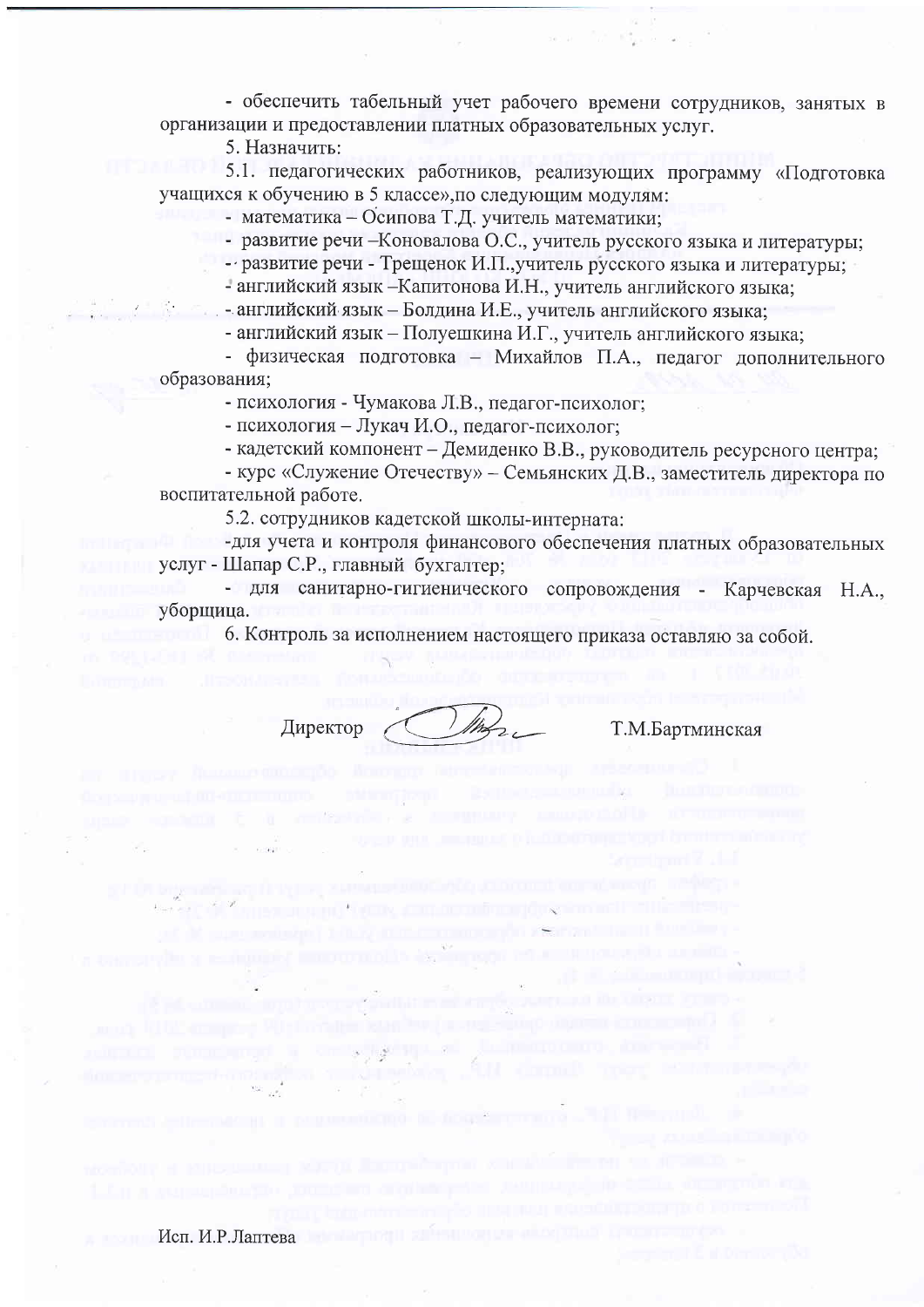- обеспечить табельный учет рабочего времени сотрудников, занятых в организации и предоставлении платных образовательных услуг.

5. Назначить:

5.1. педагогических работников, реализующих программу «Подготовка учащихся к обучению в 5 классе»,по следующим модулям:

- математика – Осипова Т.Д. учитель математики;
- развитие речи –Коновалова О.С., учитель русского языка и литературы;
- развитие речи - Трещенок И.П.,учитель русского языка и литературы;
- английский язык –Капитонова И.Н., учитель английского языка;
- английский язык – Болдина И.Е., учитель английского языка;
- английский язык – Полуешкина И.Г., учитель английского языка;
- физическая подготовка – Михайлов П.А., педагог дополнительного образования;
- психология - Чумакова Л.В., педагог-психолог;
- психология – Лукач И.О., педагог-психолог;
- кадетский компонент – Демиденко В.В., руководитель ресурсного центра;
- курс «Служение Отечеству» – Семьянских Д.В., заместитель директора по воспитательной работе.

5.2. сотрудников кадетской школы-интерната:

- для учета и контроля финансового обеспечения платных образовательных услуг - Шапар С.Р., главный бухгалтер;
- для санитарно-гигиенического сопровождения - Карчевская Н.А., уборщица.

6. Контроль за исполнением настоящего приказа оставляю за собой.

Директор Т.М.Бартминская

Исп. И.Р.Лаптева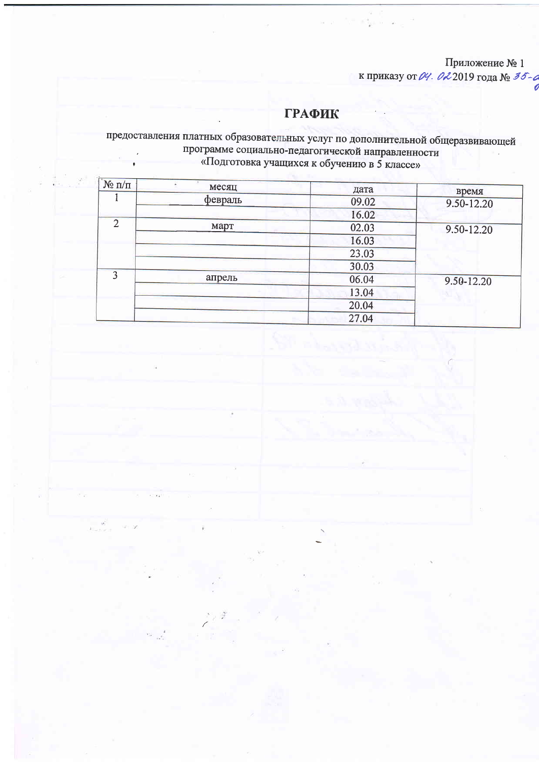Приложение № 1
к приказу от 04. 02 2019 года № 35-о

# ГРАФИК

предоставления платных образовательных услуг по дополнительной общеразвивающей программе социально-педагогической направленности
«Подготовка учащихся к обучению в 5 классе»

| № п/п | месяц | дата | время |
|---|---|---|---|
| 1 | февраль | 09.02 | 9.50-12.20 |
| | | 16.02 | |
| 2 | март | 02.03 | 9.50-12.20 |
| | | 16.03 | |
| | | 23.03 | |
| | | 30.03 | |
| 3 | апрель | 06.04 | 9.50-12.20 |
| | | 13.04 | |
| | | 20.04 | |
| | | 27.04 | |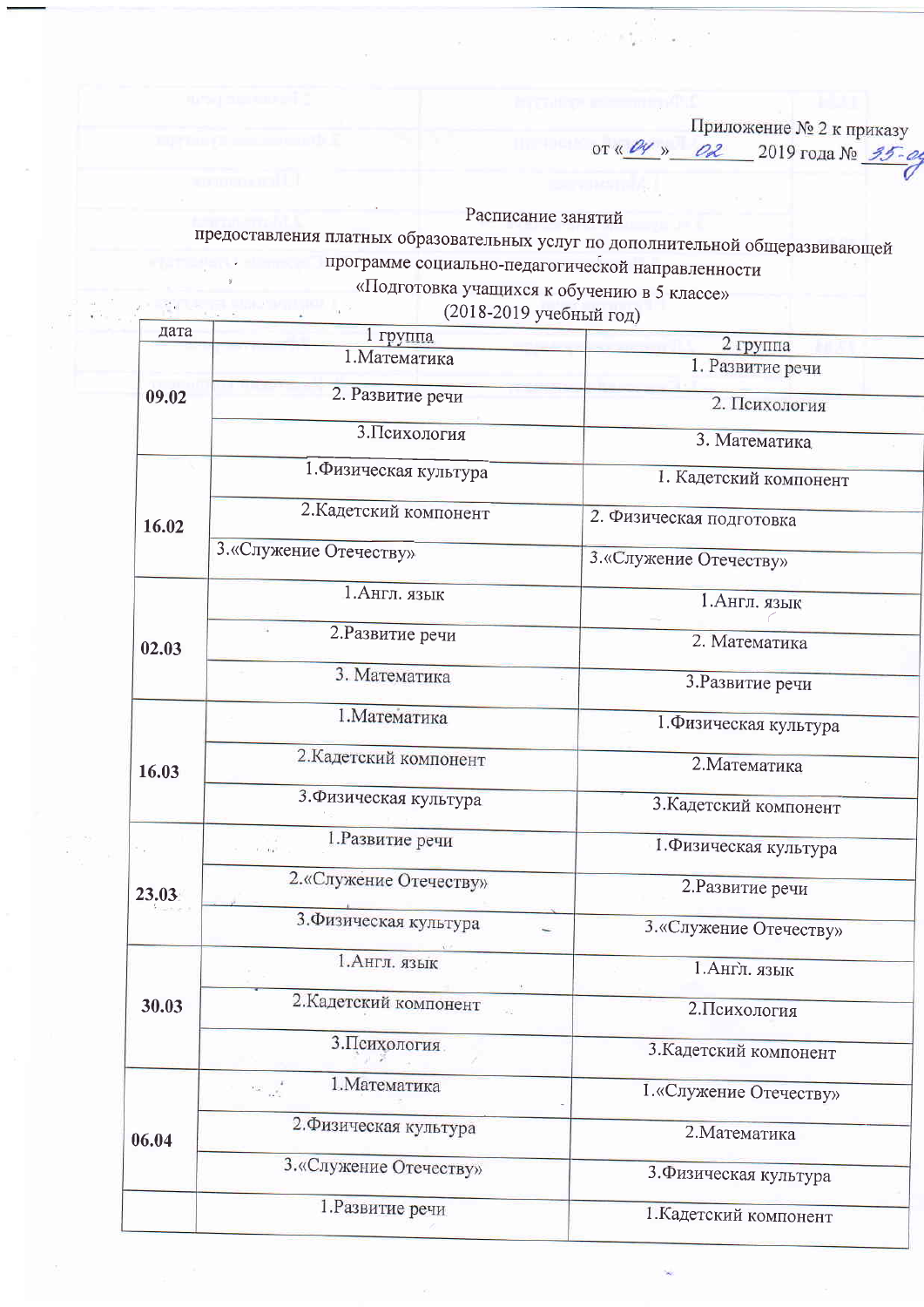Приложение № 2 к приказу
от «04» 02 2019 года № 35-01

Расписание занятий
предоставления платных образовательных услуг по дополнительной общеразвивающей программе социально-педагогической направленности
«Подготовка учащихся к обучению в 5 классе»
(2018-2019 учебный год)

| дата | 1 группа | 2 группа |
|---|---|---|
| **09.02** | 1.Математика | 1. Развитие речи |
| | 2. Развитие речи | 2. Психология |
| | 3.Психология | 3. Математика |
| **16.02** | 1.Физическая культура | 1. Кадетский компонент |
| | 2.Кадетский компонент | 2. Физическая подготовка |
| | 3.«Служение Отечеству» | 3.«Служение Отечеству» |
| **02.03** | 1.Англ. язык | 1.Англ. язык |
| | 2.Развитие речи | 2. Математика |
| | 3. Математика | 3.Развитие речи |
| **16.03** | 1.Математика | 1.Физическая культура |
| | 2.Кадетский компонент | 2.Математика |
| | 3.Физическая культура | 3.Кадетский компонент |
| **23.03** | 1.Развитие речи | 1.Физическая культура |
| | 2.«Служение Отечеству» | 2.Развитие речи |
| | 3.Физическая культура | 3.«Служение Отечеству» |
| **30.03** | 1.Англ. язык | 1.Англ. язык |
| | 2.Кадетский компонент | 2.Психология |
| | 3.Психология | 3.Кадетский компонент |
| **06.04** | 1.Математика | 1.«Служение Отечеству» |
| | 2.Физическая культура | 2.Математика |
| | 3.«Служение Отечеству» | 3.Физическая культура |
| | 1.Развитие речи | 1.Кадетский компонент |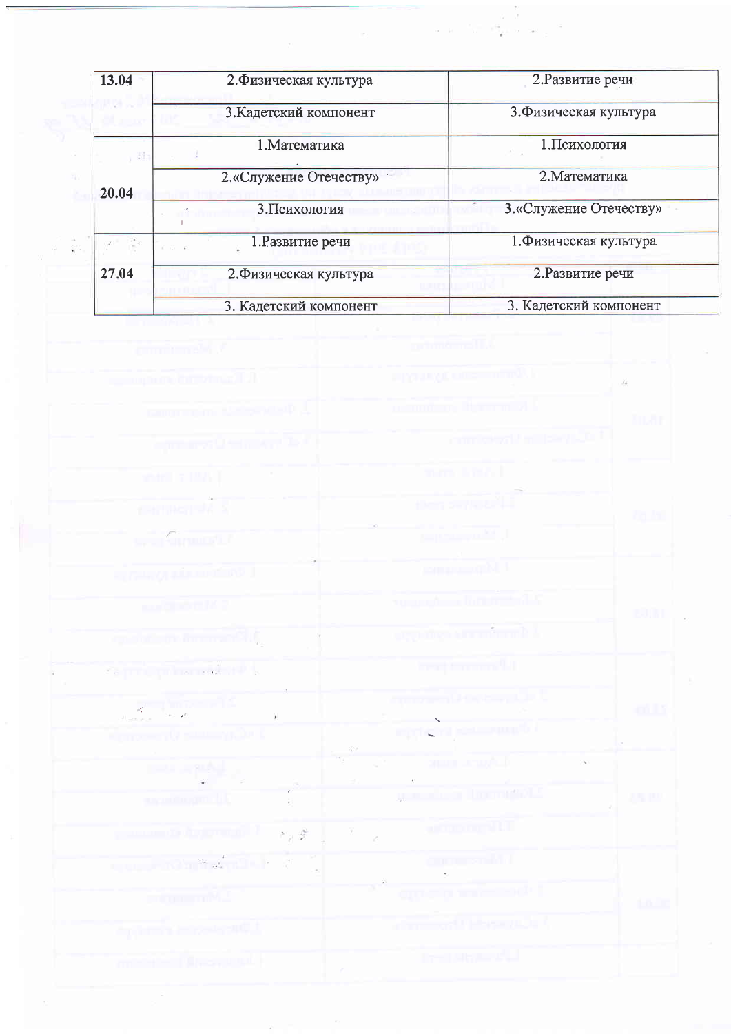| 13.04 | 2.Физическая культура | 2.Развитие речи |
|---|---|---|
| | 3.Кадетский компонент | 3.Физическая культура |
| 20.04 | 1.Математика | 1.Психология |
| | 2.«Служение Отечеству» | 2.Математика |
| | 3.Психология | 3.«Служение Отечеству» |
| 27.04 | 1.Развитие речи | 1.Физическая культура |
| | 2.Физическая культура | 2.Развитие речи |
| | 3. Кадетский компонент | 3. Кадетский компонент |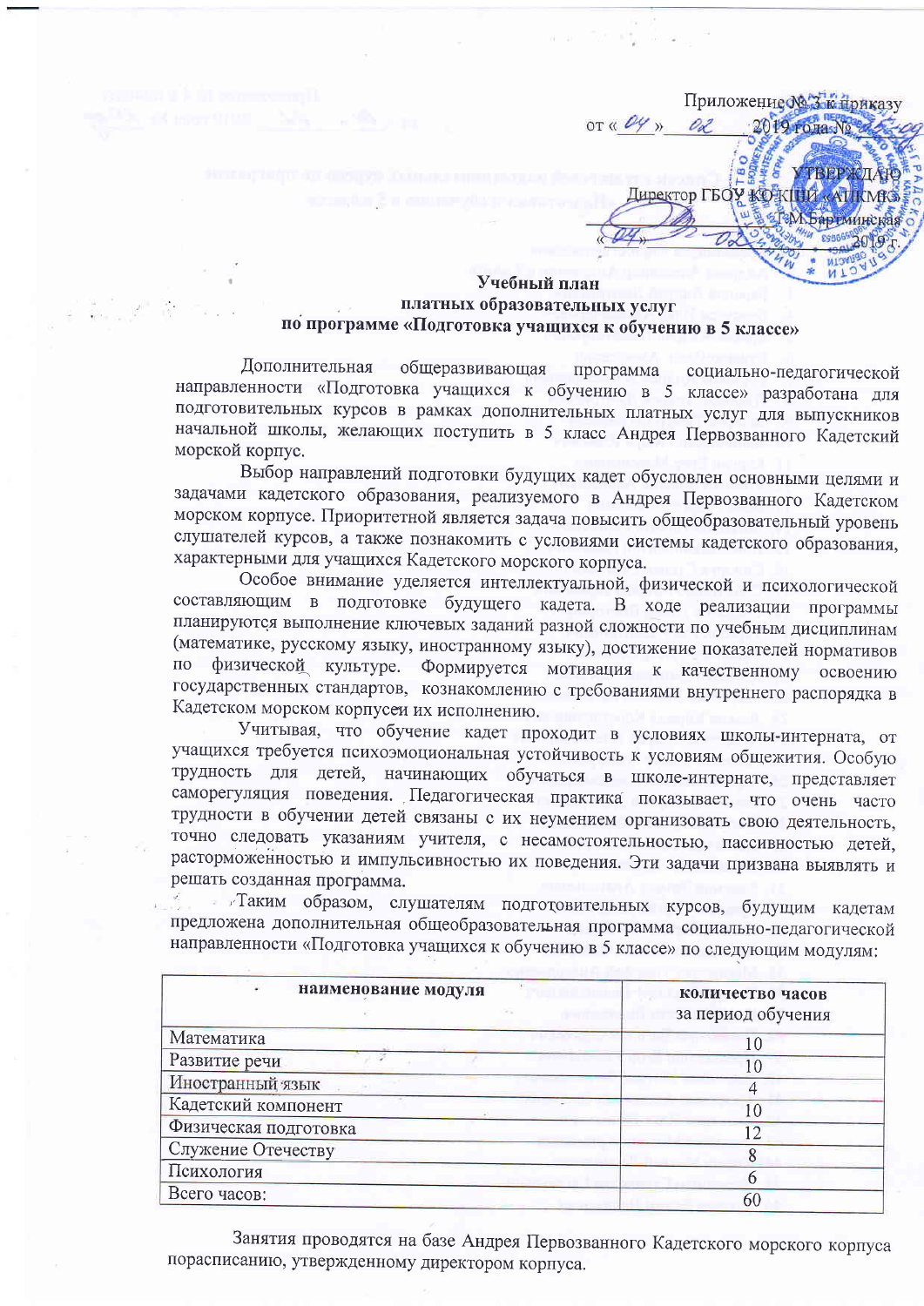Приложение № 3 к приказу
от « 04 » 02 2019 года № ...

УТВЕРЖДАЮ
Директор ГБОУ КО КШИ «АПКМК»
_____ Г.М.Бартминская
« 04 » 02 2019 г.

## Учебный план
## платных образовательных услуг
## по программе «Подготовка учащихся к обучению в 5 классе»

Дополнительная общеразвивающая программа социально-педагогической направленности «Подготовка учащихся к обучению в 5 классе» разработана для подготовительных курсов в рамках дополнительных платных услуг для выпускников начальной школы, желающих поступить в 5 класс Андрея Первозванного Кадетский морской корпус.

Выбор направлений подготовки будущих кадет обусловлен основными целями и задачами кадетского образования, реализуемого в Андрея Первозванного Кадетском морском корпусе. Приоритетной является задача повысить общеобразовательный уровень слушателей курсов, а также познакомить с условиями системы кадетского образования, характерными для учащихся Кадетского морского корпуса.

Особое внимание уделяется интеллектуальной, физической и психологической составляющим в подготовке будущего кадета. В ходе реализации программы планируются выполнение ключевых заданий разной сложности по учебным дисциплинам (математике, русскому языку, иностранному языку), достижение показателей нормативов по физической культуре. Формируется мотивация к качественному освоению государственных стандартов, кознакомлению с требованиями внутреннего распорядка в Кадетском морском корпусеи их исполнению.

Учитывая, что обучение кадет проходит в условиях школы-интерната, от учащихся требуется психоэмоциональная устойчивость к условиям общежития. Особую трудность для детей, начинающих обучаться в школе-интернате, представляет саморегуляция поведения. Педагогическая практика показывает, что очень часто трудности в обучении детей связаны с их неумением организовать свою деятельность, точно следовать указаниям учителя, с несамостоятельностью, пассивностью детей, расторможенностью и импульсивностью их поведения. Эти задачи призвана выявлять и решать созданная программа.

Таким образом, слушателям подготовительных курсов, будущим кадетам предложена дополнительная общеобразовательная программа социально-педагогической направленности «Подготовка учащихся к обучению в 5 классе» по следующим модулям:

| наименование модуля | количество часов за период обучения |
|---|---|
| Математика | 10 |
| Развитие речи | 10 |
| Иностранный язык | 4 |
| Кадетский компонент | 10 |
| Физическая подготовка | 12 |
| Служение Отечеству | 8 |
| Психология | 6 |
| Всего часов: | 60 |

Занятия проводятся на базе Андрея Первозванного Кадетского морского корпуса порасписанию, утвержденному директором корпуса.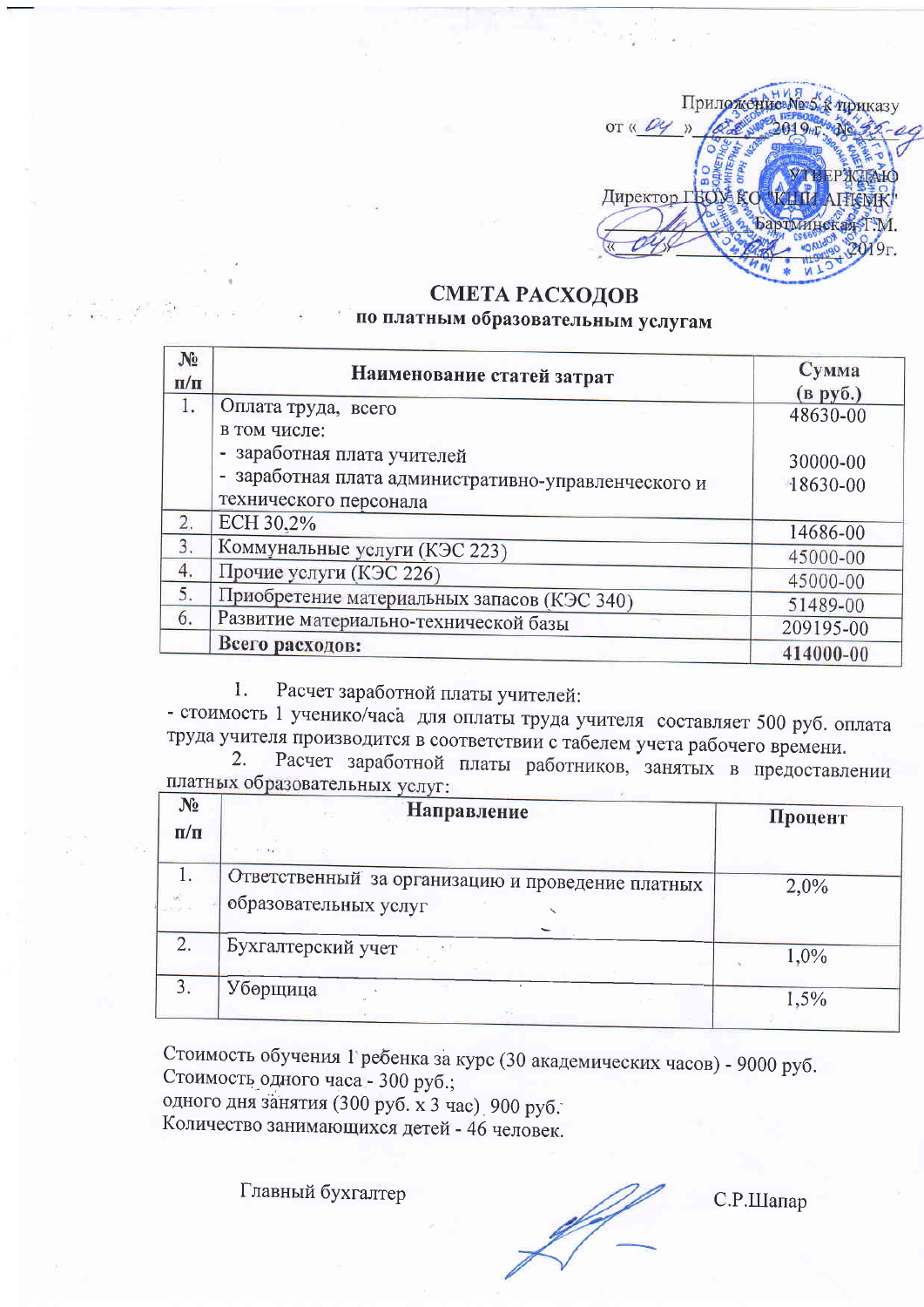Приложение № 5 к приказу
от « 04 » ________ 2019 г. № 55-од

УТВЕРЖДАЮ
Директор ГБОУ КО "КШИ АПКМК"
________ Бартминская Т.М.
« 04 » ________ 2019г.

# СМЕТА РАСХОДОВ

## по платным образовательным услугам

| № п/п | Наименование статей затрат | Сумма (в руб.) |
|---|---|---|
| 1. | Оплата труда, всего<br>в том числе:<br>- заработная плата учителей<br>- заработная плата административно-управленческого и технического персонала | 48630-00<br><br>30000-00<br>18630-00 |
| 2. | ЕСН 30,2% | 14686-00 |
| 3. | Коммунальные услуги (КЭС 223) | 45000-00 |
| 4. | Прочие услуги (КЭС 226) | 45000-00 |
| 5. | Приобретение материальных запасов (КЭС 340) | 51489-00 |
| 6. | Развитие материально-технической базы | 209195-00 |
| | **Всего расходов:** | **414000-00** |

1. Расчет заработной платы учителей:

- стоимость 1 ученико/часа для оплаты труда учителя составляет 500 руб. оплата труда учителя производится в соответствии с табелем учета рабочего времени.

2. Расчет заработной платы работников, занятых в предоставлении платных образовательных услуг:

| № п/п | Направление | Процент |
|---|---|---|
| 1. | Ответственный за организацию и проведение платных образовательных услуг | 2,0% |
| 2. | Бухгалтерский учет | 1,0% |
| 3. | Уборщица | 1,5% |

Стоимость обучения 1 ребенка за курс (30 академических часов) - 9000 руб.
Стоимость одного часа - 300 руб.;
одного дня занятия (300 руб. х 3 час) 900 руб.
Количество занимающихся детей - 46 человек.

Главный бухгалтер С.Р.Шапар